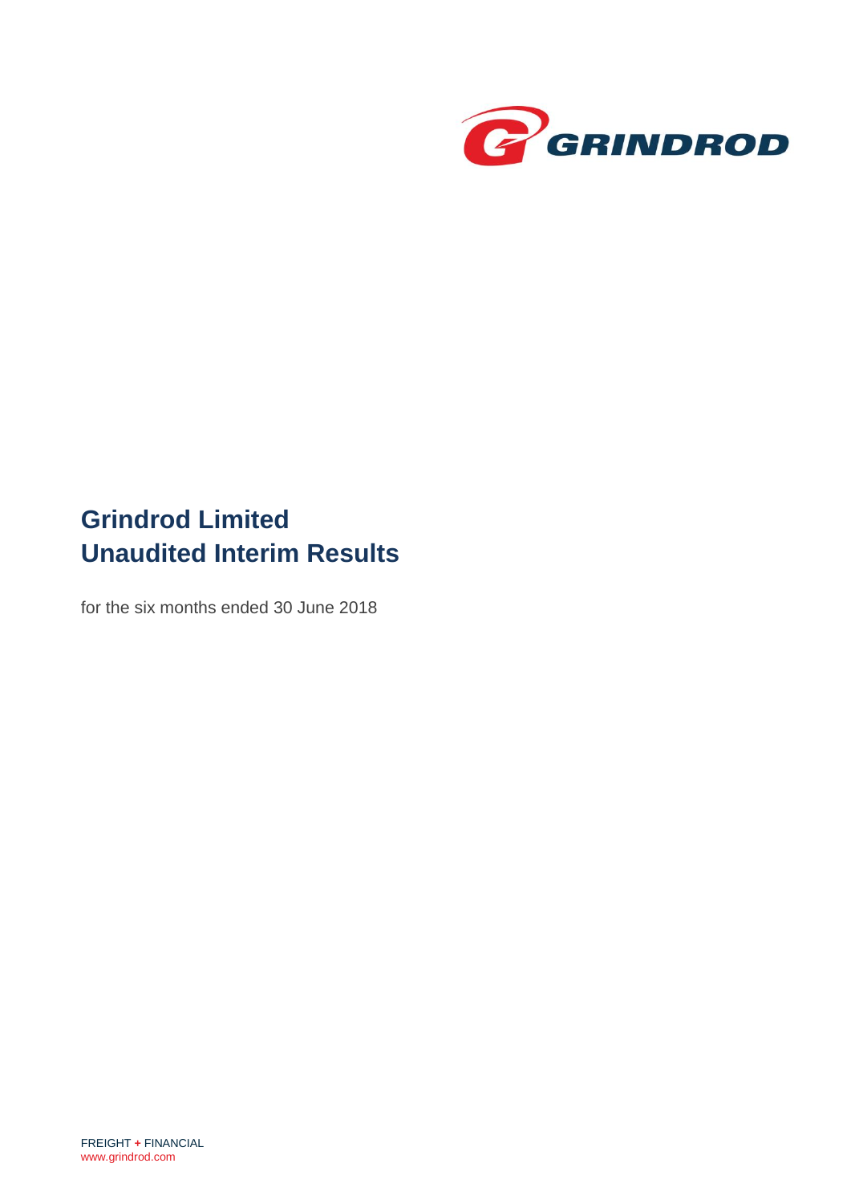GRINDROD

# Grindrod Limited
# Unaudited Interim Results

for the six months ended 30 June 2018

FREIGHT + FINANCIAL
www.grindrod.com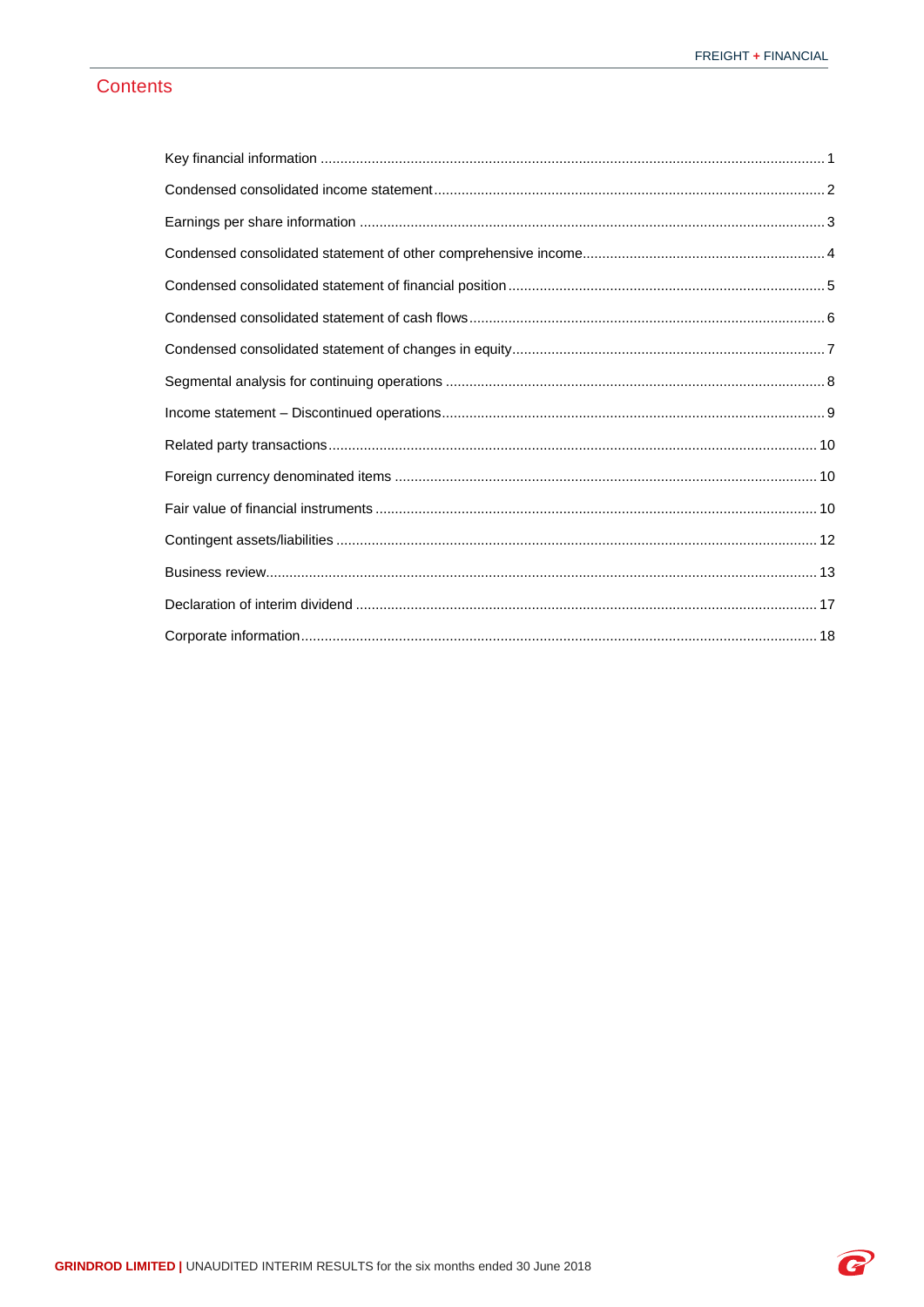## Contents

| | |
|---|---|
| Key financial information | 1 |
| Condensed consolidated income statement | 2 |
| Earnings per share information | 3 |
| Condensed consolidated statement of other comprehensive income | 4 |
| Condensed consolidated statement of financial position | 5 |
| Condensed consolidated statement of cash flows | 6 |
| Condensed consolidated statement of changes in equity | 7 |
| Segmental analysis for continuing operations | 8 |
| Income statement – Discontinued operations | 9 |
| Related party transactions | 10 |
| Foreign currency denominated items | 10 |
| Fair value of financial instruments | 10 |
| Contingent assets/liabilities | 12 |
| Business review | 13 |
| Declaration of interim dividend | 17 |
| Corporate information | 18 |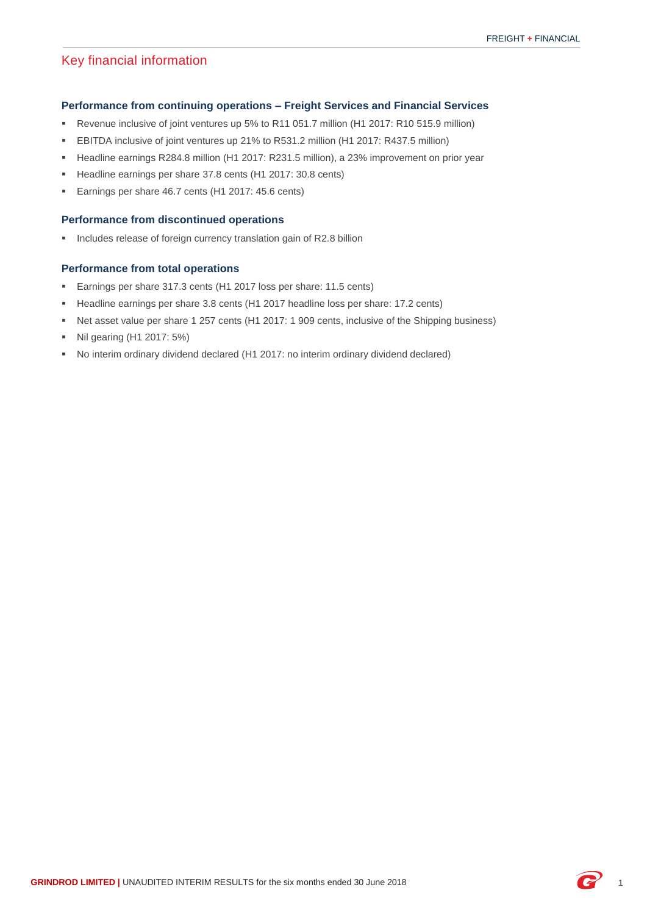# Key financial information

### Performance from continuing operations – Freight Services and Financial Services

- Revenue inclusive of joint ventures up 5% to R11 051.7 million (H1 2017: R10 515.9 million)
- EBITDA inclusive of joint ventures up 21% to R531.2 million (H1 2017: R437.5 million)
- Headline earnings R284.8 million (H1 2017: R231.5 million), a 23% improvement on prior year
- Headline earnings per share 37.8 cents (H1 2017: 30.8 cents)
- Earnings per share 46.7 cents (H1 2017: 45.6 cents)

### Performance from discontinued operations

- Includes release of foreign currency translation gain of R2.8 billion

### Performance from total operations

- Earnings per share 317.3 cents (H1 2017 loss per share: 11.5 cents)
- Headline earnings per share 3.8 cents (H1 2017 headline loss per share: 17.2 cents)
- Net asset value per share 1 257 cents (H1 2017: 1 909 cents, inclusive of the Shipping business)
- Nil gearing (H1 2017: 5%)
- No interim ordinary dividend declared (H1 2017: no interim ordinary dividend declared)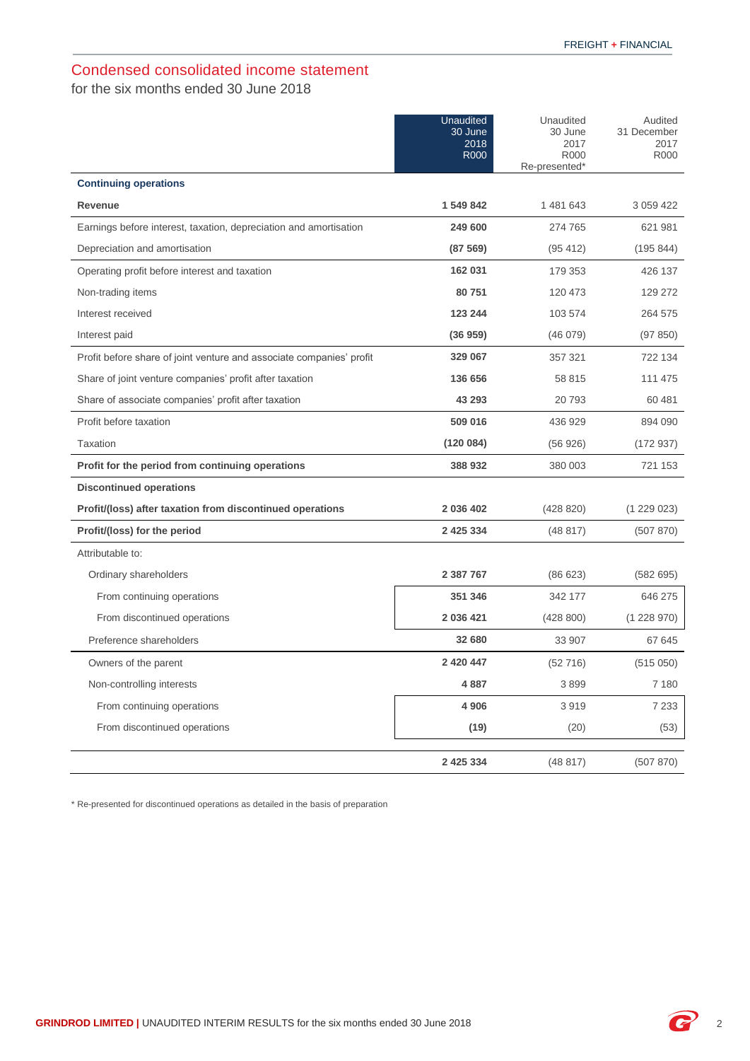## Condensed consolidated income statement

for the six months ended 30 June 2018

| | Unaudited 30 June 2018 R000 | Unaudited 30 June 2017 R000 Re-presented* | Audited 31 December 2017 R000 |
|---|---|---|---|
| **Continuing operations** | | | |
| **Revenue** | **1 549 842** | 1 481 643 | 3 059 422 |
| Earnings before interest, taxation, depreciation and amortisation | **249 600** | 274 765 | 621 981 |
| Depreciation and amortisation | **(87 569)** | (95 412) | (195 844) |
| Operating profit before interest and taxation | **162 031** | 179 353 | 426 137 |
| Non-trading items | **80 751** | 120 473 | 129 272 |
| Interest received | **123 244** | 103 574 | 264 575 |
| Interest paid | **(36 959)** | (46 079) | (97 850) |
| Profit before share of joint venture and associate companies' profit | **329 067** | 357 321 | 722 134 |
| Share of joint venture companies' profit after taxation | **136 656** | 58 815 | 111 475 |
| Share of associate companies' profit after taxation | **43 293** | 20 793 | 60 481 |
| Profit before taxation | **509 016** | 436 929 | 894 090 |
| Taxation | **(120 084)** | (56 926) | (172 937) |
| **Profit for the period from continuing operations** | **388 932** | 380 003 | 721 153 |
| **Discontinued operations** | | | |
| **Profit/(loss) after taxation from discontinued operations** | **2 036 402** | (428 820) | (1 229 023) |
| **Profit/(loss) for the period** | **2 425 334** | (48 817) | (507 870) |
| Attributable to: | | | |
| Ordinary shareholders | **2 387 767** | (86 623) | (582 695) |
| From continuing operations | **351 346** | 342 177 | 646 275 |
| From discontinued operations | **2 036 421** | (428 800) | (1 228 970) |
| Preference shareholders | **32 680** | 33 907 | 67 645 |
| Owners of the parent | **2 420 447** | (52 716) | (515 050) |
| Non-controlling interests | **4 887** | 3 899 | 7 180 |
| From continuing operations | **4 906** | 3 919 | 7 233 |
| From discontinued operations | **(19)** | (20) | (53) |
| | **2 425 334** | (48 817) | (507 870) |

\* Re-presented for discontinued operations as detailed in the basis of preparation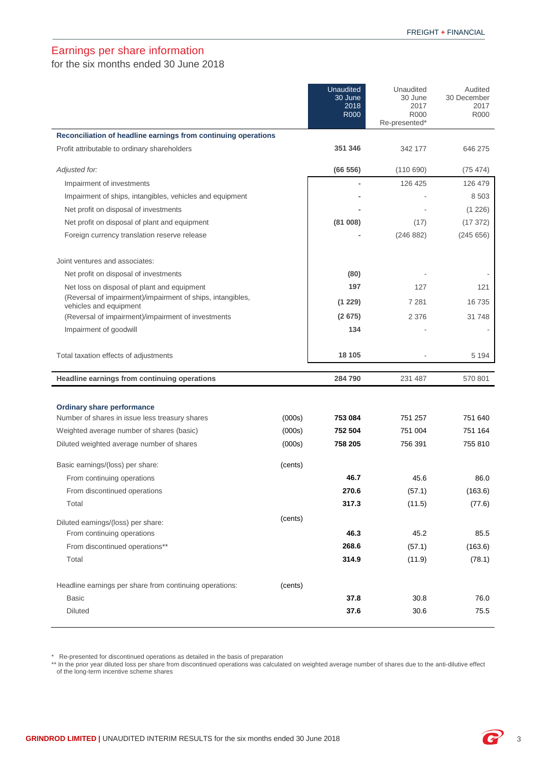## Earnings per share information

for the six months ended 30 June 2018

| | | Unaudited 30 June 2018 R000 | Unaudited 30 June 2017 R000 Re-presented* | Audited 30 December 2017 R000 |
|---|---|---|---|---|
| **Reconciliation of headline earnings from continuing operations** | | | | |
| Profit attributable to ordinary shareholders | | **351 346** | 342 177 | 646 275 |
| *Adjusted for:* | | **(66 556)** | (110 690) | (75 474) |
| Impairment of investments | | **-** | 126 425 | 126 479 |
| Impairment of ships, intangibles, vehicles and equipment | | **-** | - | 8 503 |
| Net profit on disposal of investments | | **-** | - | (1 226) |
| Net profit on disposal of plant and equipment | | **(81 008)** | (17) | (17 372) |
| Foreign currency translation reserve release | | **-** | (246 882) | (245 656) |
| Joint ventures and associates: | | | | |
| Net profit on disposal of investments | | **(80)** | - | - |
| Net loss on disposal of plant and equipment | | **197** | 127 | 121 |
| (Reversal of impairment)/impairment of ships, intangibles, vehicles and equipment | | **(1 229)** | 7 281 | 16 735 |
| (Reversal of impairment)/impairment of investments | | **(2 675)** | 2 376 | 31 748 |
| Impairment of goodwill | | **134** | - | - |
| Total taxation effects of adjustments | | **18 105** | - | 5 194 |
| **Headline earnings from continuing operations** | | **284 790** | 231 487 | 570 801 |
| **Ordinary share performance** | | | | |
| Number of shares in issue less treasury shares | (000s) | **753 084** | 751 257 | 751 640 |
| Weighted average number of shares (basic) | (000s) | **752 504** | 751 004 | 751 164 |
| Diluted weighted average number of shares | (000s) | **758 205** | 756 391 | 755 810 |
| Basic earnings/(loss) per share: | (cents) | | | |
| From continuing operations | | **46.7** | 45.6 | 86.0 |
| From discontinued operations | | **270.6** | (57.1) | (163.6) |
| Total | | **317.3** | (11.5) | (77.6) |
| Diluted earnings/(loss) per share: | (cents) | | | |
| From continuing operations | | **46.3** | 45.2 | 85.5 |
| From discontinued operations** | | **268.6** | (57.1) | (163.6) |
| Total | | **314.9** | (11.9) | (78.1) |
| Headline earnings per share from continuing operations: | (cents) | | | |
| Basic | | **37.8** | 30.8 | 76.0 |
| Diluted | | **37.6** | 30.6 | 75.5 |

\* Re-presented for discontinued operations as detailed in the basis of preparation

\** In the prior year diluted loss per share from discontinued operations was calculated on weighted average number of shares due to the anti-dilutive effect of the long-term incentive scheme shares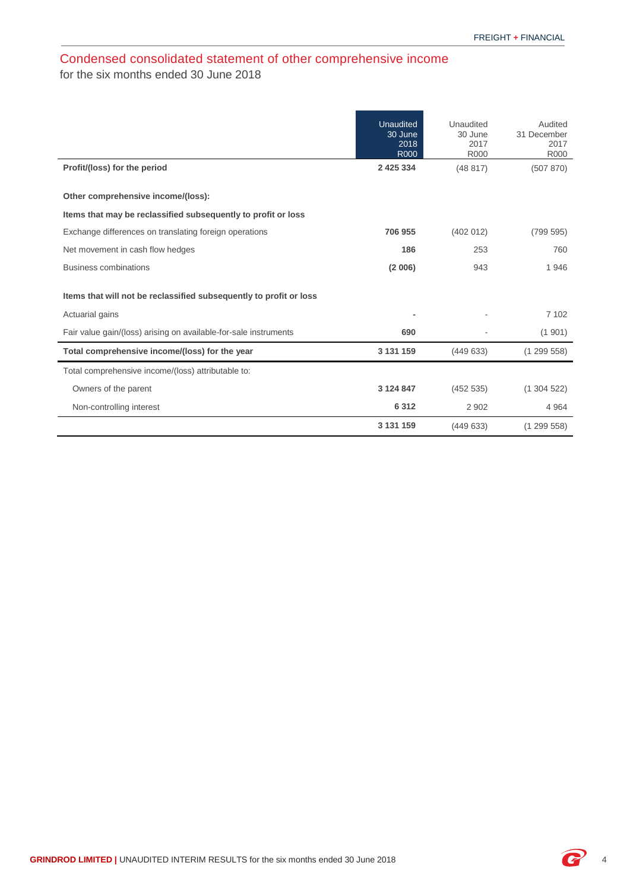## Condensed consolidated statement of other comprehensive income

for the six months ended 30 June 2018

| | Unaudited 30 June 2018 R000 | Unaudited 30 June 2017 R000 | Audited 31 December 2017 R000 |
|---|---|---|---|
| **Profit/(loss) for the period** | **2 425 334** | (48 817) | (507 870) |
| **Other comprehensive income/(loss):** | | | |
| **Items that may be reclassified subsequently to profit or loss** | | | |
| Exchange differences on translating foreign operations | **706 955** | (402 012) | (799 595) |
| Net movement in cash flow hedges | **186** | 253 | 760 |
| Business combinations | **(2 006)** | 943 | 1 946 |
| **Items that will not be reclassified subsequently to profit or loss** | | | |
| Actuarial gains | **-** | - | 7 102 |
| Fair value gain/(loss) arising on available-for-sale instruments | **690** | - | (1 901) |
| **Total comprehensive income/(loss) for the year** | **3 131 159** | (449 633) | (1 299 558) |
| Total comprehensive income/(loss) attributable to: | | | |
| Owners of the parent | **3 124 847** | (452 535) | (1 304 522) |
| Non-controlling interest | **6 312** | 2 902 | 4 964 |
| | **3 131 159** | (449 633) | (1 299 558) |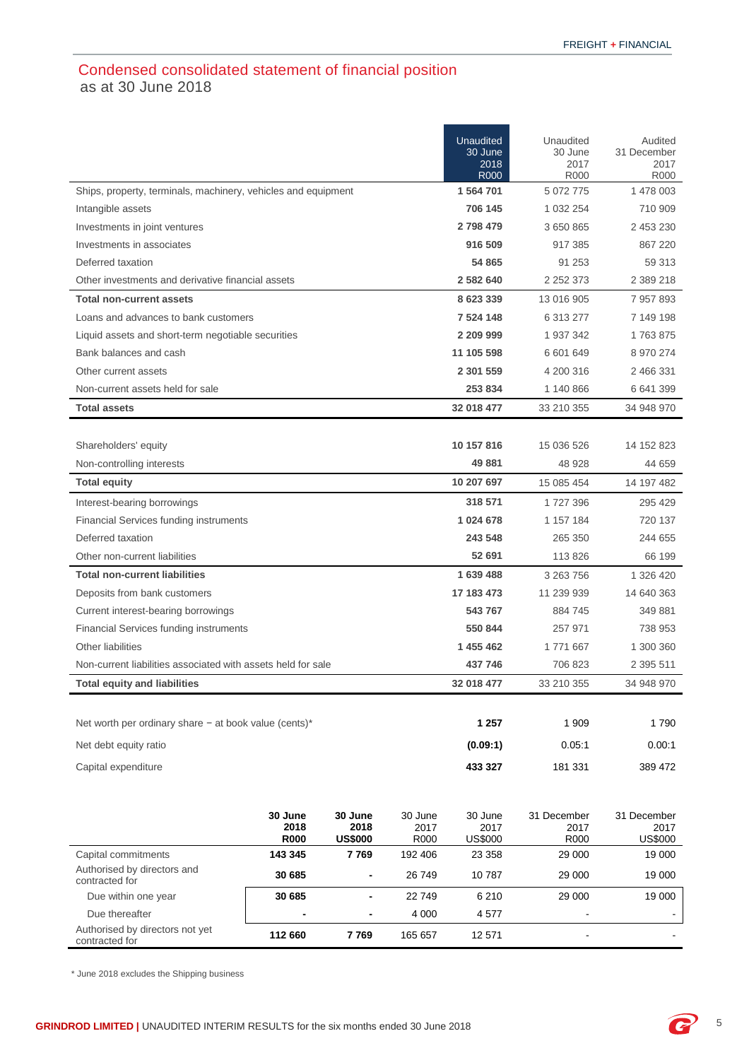## Condensed consolidated statement of financial position
as at 30 June 2018

| | Unaudited 30 June 2018 R000 | Unaudited 30 June 2017 R000 | Audited 31 December 2017 R000 |
|---|---|---|---|
| Ships, property, terminals, machinery, vehicles and equipment | **1 564 701** | 5 072 775 | 1 478 003 |
| Intangible assets | **706 145** | 1 032 254 | 710 909 |
| Investments in joint ventures | **2 798 479** | 3 650 865 | 2 453 230 |
| Investments in associates | **916 509** | 917 385 | 867 220 |
| Deferred taxation | **54 865** | 91 253 | 59 313 |
| Other investments and derivative financial assets | **2 582 640** | 2 252 373 | 2 389 218 |
| **Total non-current assets** | **8 623 339** | 13 016 905 | 7 957 893 |
| Loans and advances to bank customers | **7 524 148** | 6 313 277 | 7 149 198 |
| Liquid assets and short-term negotiable securities | **2 209 999** | 1 937 342 | 1 763 875 |
| Bank balances and cash | **11 105 598** | 6 601 649 | 8 970 274 |
| Other current assets | **2 301 559** | 4 200 316 | 2 466 331 |
| Non-current assets held for sale | **253 834** | 1 140 866 | 6 641 399 |
| **Total assets** | **32 018 477** | 33 210 355 | 34 948 970 |
| | | | |
| Shareholders' equity | **10 157 816** | 15 036 526 | 14 152 823 |
| Non-controlling interests | **49 881** | 48 928 | 44 659 |
| **Total equity** | **10 207 697** | 15 085 454 | 14 197 482 |
| Interest-bearing borrowings | **318 571** | 1 727 396 | 295 429 |
| Financial Services funding instruments | **1 024 678** | 1 157 184 | 720 137 |
| Deferred taxation | **243 548** | 265 350 | 244 655 |
| Other non-current liabilities | **52 691** | 113 826 | 66 199 |
| **Total non-current liabilities** | **1 639 488** | 3 263 756 | 1 326 420 |
| Deposits from bank customers | **17 183 473** | 11 239 939 | 14 640 363 |
| Current interest-bearing borrowings | **543 767** | 884 745 | 349 881 |
| Financial Services funding instruments | **550 844** | 257 971 | 738 953 |
| Other liabilities | **1 455 462** | 1 771 667 | 1 300 360 |
| Non-current liabilities associated with assets held for sale | **437 746** | 706 823 | 2 395 511 |
| **Total equity and liabilities** | **32 018 477** | 33 210 355 | 34 948 970 |
| | | | |
| Net worth per ordinary share − at book value (cents)* | **1 257** | 1 909 | 1 790 |
| Net debt equity ratio | **(0.09:1)** | 0.05:1 | 0.00:1 |
| Capital expenditure | **433 327** | 181 331 | 389 472 |

| | **30 June 2018 R000** | **30 June 2018 US$000** | 30 June 2017 R000 | 30 June 2017 US$000 | 31 December 2017 R000 | 31 December 2017 US$000 |
|---|---|---|---|---|---|---|
| Capital commitments | **143 345** | **7 769** | 192 406 | 23 358 | 29 000 | 19 000 |
| Authorised by directors and contracted for | **30 685** | **-** | 26 749 | 10 787 | 29 000 | 19 000 |
| Due within one year | **30 685** | **-** | 22 749 | 6 210 | 29 000 | 19 000 |
| Due thereafter | **-** | **-** | 4 000 | 4 577 | - | - |
| Authorised by directors not yet contracted for | **112 660** | **7 769** | 165 657 | 12 571 | - | - |

\* June 2018 excludes the Shipping business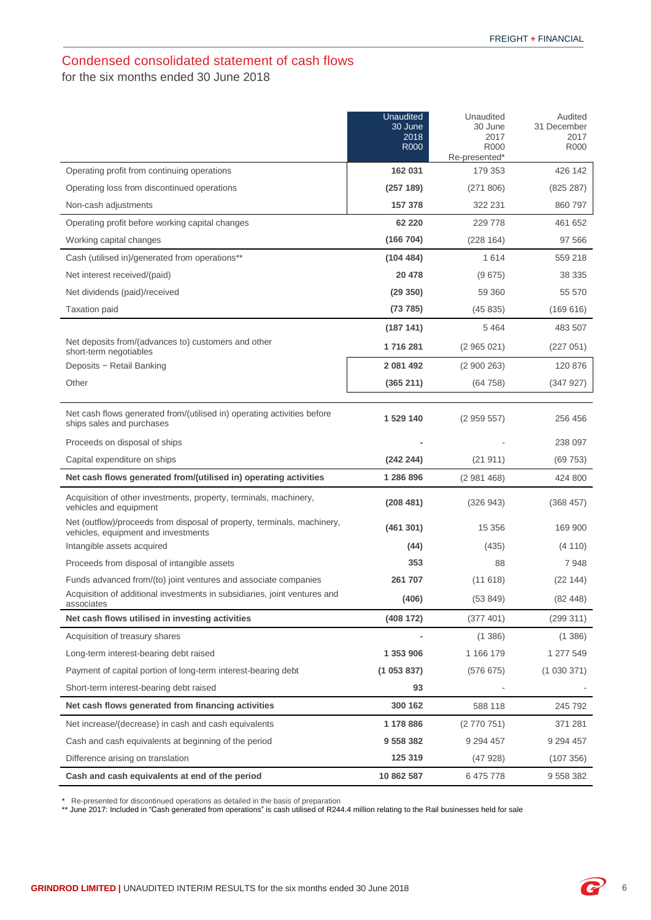## Condensed consolidated statement of cash flows

for the six months ended 30 June 2018

| | Unaudited 30 June 2018 R000 | Unaudited 30 June 2017 R000 Re-presented* | Audited 31 December 2017 R000 |
|---|---|---|---|
| Operating profit from continuing operations | **162 031** | 179 353 | 426 142 |
| Operating loss from discontinued operations | **(257 189)** | (271 806) | (825 287) |
| Non-cash adjustments | **157 378** | 322 231 | 860 797 |
| Operating profit before working capital changes | **62 220** | 229 778 | 461 652 |
| Working capital changes | **(166 704)** | (228 164) | 97 566 |
| Cash (utilised in)/generated from operations** | **(104 484)** | 1 614 | 559 218 |
| Net interest received/(paid) | **20 478** | (9 675) | 38 335 |
| Net dividends (paid)/received | **(29 350)** | 59 360 | 55 570 |
| Taxation paid | **(73 785)** | (45 835) | (169 616) |
| | **(187 141)** | 5 464 | 483 507 |
| Net deposits from/(advances to) customers and other short-term negotiables | **1 716 281** | (2 965 021) | (227 051) |
| Deposits – Retail Banking | **2 081 492** | (2 900 263) | 120 876 |
| Other | **(365 211)** | (64 758) | (347 927) |
| Net cash flows generated from/(utilised in) operating activities before ships sales and purchases | **1 529 140** | (2 959 557) | 256 456 |
| Proceeds on disposal of ships | **-** | - | 238 097 |
| Capital expenditure on ships | **(242 244)** | (21 911) | (69 753) |
| **Net cash flows generated from/(utilised in) operating activities** | **1 286 896** | (2 981 468) | 424 800 |
| Acquisition of other investments, property, terminals, machinery, vehicles and equipment | **(208 481)** | (326 943) | (368 457) |
| Net (outflow)/proceeds from disposal of property, terminals, machinery, vehicles, equipment and investments | **(461 301)** | 15 356 | 169 900 |
| Intangible assets acquired | **(44)** | (435) | (4 110) |
| Proceeds from disposal of intangible assets | **353** | 88 | 7 948 |
| Funds advanced from/(to) joint ventures and associate companies | **261 707** | (11 618) | (22 144) |
| Acquisition of additional investments in subsidiaries, joint ventures and associates | **(406)** | (53 849) | (82 448) |
| **Net cash flows utilised in investing activities** | **(408 172)** | (377 401) | (299 311) |
| Acquisition of treasury shares | **-** | (1 386) | (1 386) |
| Long-term interest-bearing debt raised | **1 353 906** | 1 166 179 | 1 277 549 |
| Payment of capital portion of long-term interest-bearing debt | **(1 053 837)** | (576 675) | (1 030 371) |
| Short-term interest-bearing debt raised | **93** | - | - |
| **Net cash flows generated from financing activities** | **300 162** | 588 118 | 245 792 |
| Net increase/(decrease) in cash and cash equivalents | **1 178 886** | (2 770 751) | 371 281 |
| Cash and cash equivalents at beginning of the period | **9 558 382** | 9 294 457 | 9 294 457 |
| Difference arising on translation | **125 319** | (47 928) | (107 356) |
| **Cash and cash equivalents at end of the period** | **10 862 587** | 6 475 778 | 9 558 382 |

\* Re-presented for discontinued operations as detailed in the basis of preparation

** June 2017: Included in "Cash generated from operations" is cash utilised of R244.4 million relating to the Rail businesses held for sale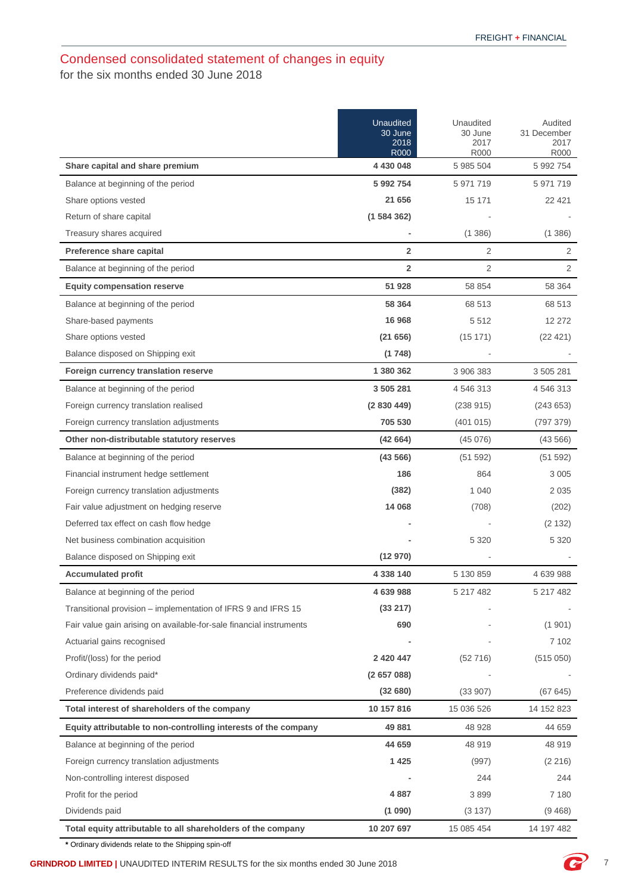## Condensed consolidated statement of changes in equity

for the six months ended 30 June 2018

| | Unaudited 30 June 2018 R000 | Unaudited 30 June 2017 R000 | Audited 31 December 2017 R000 |
|---|---|---|---|
| **Share capital and share premium** | **4 430 048** | 5 985 504 | 5 992 754 |
| Balance at beginning of the period | **5 992 754** | 5 971 719 | 5 971 719 |
| Share options vested | **21 656** | 15 171 | 22 421 |
| Return of share capital | **(1 584 362)** | - | - |
| Treasury shares acquired | **-** | (1 386) | (1 386) |
| **Preference share capital** | **2** | 2 | 2 |
| Balance at beginning of the period | **2** | 2 | 2 |
| **Equity compensation reserve** | **51 928** | 58 854 | 58 364 |
| Balance at beginning of the period | **58 364** | 68 513 | 68 513 |
| Share-based payments | **16 968** | 5 512 | 12 272 |
| Share options vested | **(21 656)** | (15 171) | (22 421) |
| Balance disposed on Shipping exit | **(1 748)** | - | - |
| **Foreign currency translation reserve** | **1 380 362** | 3 906 383 | 3 505 281 |
| Balance at beginning of the period | **3 505 281** | 4 546 313 | 4 546 313 |
| Foreign currency translation realised | **(2 830 449)** | (238 915) | (243 653) |
| Foreign currency translation adjustments | **705 530** | (401 015) | (797 379) |
| **Other non-distributable statutory reserves** | **(42 664)** | (45 076) | (43 566) |
| Balance at beginning of the period | **(43 566)** | (51 592) | (51 592) |
| Financial instrument hedge settlement | **186** | 864 | 3 005 |
| Foreign currency translation adjustments | **(382)** | 1 040 | 2 035 |
| Fair value adjustment on hedging reserve | **14 068** | (708) | (202) |
| Deferred tax effect on cash flow hedge | **-** | - | (2 132) |
| Net business combination acquisition | **-** | 5 320 | 5 320 |
| Balance disposed on Shipping exit | **(12 970)** | - | - |
| **Accumulated profit** | **4 338 140** | 5 130 859 | 4 639 988 |
| Balance at beginning of the period | **4 639 988** | 5 217 482 | 5 217 482 |
| Transitional provision – implementation of IFRS 9 and IFRS 15 | **(33 217)** | - | - |
| Fair value gain arising on available-for-sale financial instruments | **690** | - | (1 901) |
| Actuarial gains recognised | **-** | - | 7 102 |
| Profit/(loss) for the period | **2 420 447** | (52 716) | (515 050) |
| Ordinary dividends paid* | **(2 657 088)** | - | - |
| Preference dividends paid | **(32 680)** | (33 907) | (67 645) |
| **Total interest of shareholders of the company** | **10 157 816** | 15 036 526 | 14 152 823 |
| **Equity attributable to non-controlling interests of the company** | **49 881** | 48 928 | 44 659 |
| Balance at beginning of the period | **44 659** | 48 919 | 48 919 |
| Foreign currency translation adjustments | **1 425** | (997) | (2 216) |
| Non-controlling interest disposed | **-** | 244 | 244 |
| Profit for the period | **4 887** | 3 899 | 7 180 |
| Dividends paid | **(1 090)** | (3 137) | (9 468) |
| **Total equity attributable to all shareholders of the company** | **10 207 697** | 15 085 454 | 14 197 482 |

**\*** Ordinary dividends relate to the Shipping spin-off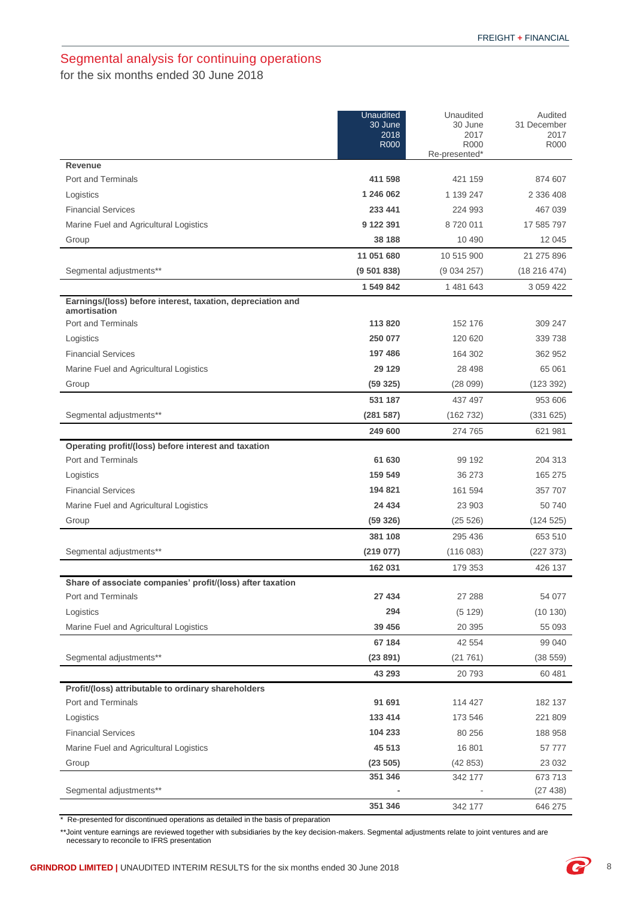## Segmental analysis for continuing operations

for the six months ended 30 June 2018

| | Unaudited 30 June 2018 R000 | Unaudited 30 June 2017 R000 Re-presented* | Audited 31 December 2017 R000 |
|---|---|---|---|
| **Revenue** | | | |
| Port and Terminals | **411 598** | 421 159 | 874 607 |
| Logistics | **1 246 062** | 1 139 247 | 2 336 408 |
| Financial Services | **233 441** | 224 993 | 467 039 |
| Marine Fuel and Agricultural Logistics | **9 122 391** | 8 720 011 | 17 585 797 |
| Group | **38 188** | 10 490 | 12 045 |
| | **11 051 680** | 10 515 900 | 21 275 896 |
| Segmental adjustments** | **(9 501 838)** | (9 034 257) | (18 216 474) |
| | **1 549 842** | 1 481 643 | 3 059 422 |
| **Earnings/(loss) before interest, taxation, depreciation and amortisation** | | | |
| Port and Terminals | **113 820** | 152 176 | 309 247 |
| Logistics | **250 077** | 120 620 | 339 738 |
| Financial Services | **197 486** | 164 302 | 362 952 |
| Marine Fuel and Agricultural Logistics | **29 129** | 28 498 | 65 061 |
| Group | **(59 325)** | (28 099) | (123 392) |
| | **531 187** | 437 497 | 953 606 |
| Segmental adjustments** | **(281 587)** | (162 732) | (331 625) |
| | **249 600** | 274 765 | 621 981 |
| **Operating profit/(loss) before interest and taxation** | | | |
| Port and Terminals | **61 630** | 99 192 | 204 313 |
| Logistics | **159 549** | 36 273 | 165 275 |
| Financial Services | **194 821** | 161 594 | 357 707 |
| Marine Fuel and Agricultural Logistics | **24 434** | 23 903 | 50 740 |
| Group | **(59 326)** | (25 526) | (124 525) |
| | **381 108** | 295 436 | 653 510 |
| Segmental adjustments** | **(219 077)** | (116 083) | (227 373) |
| | **162 031** | 179 353 | 426 137 |
| **Share of associate companies' profit/(loss) after taxation** | | | |
| Port and Terminals | **27 434** | 27 288 | 54 077 |
| Logistics | **294** | (5 129) | (10 130) |
| Marine Fuel and Agricultural Logistics | **39 456** | 20 395 | 55 093 |
| | **67 184** | 42 554 | 99 040 |
| Segmental adjustments** | **(23 891)** | (21 761) | (38 559) |
| | **43 293** | 20 793 | 60 481 |
| **Profit/(loss) attributable to ordinary shareholders** | | | |
| Port and Terminals | **91 691** | 114 427 | 182 137 |
| Logistics | **133 414** | 173 546 | 221 809 |
| Financial Services | **104 233** | 80 256 | 188 958 |
| Marine Fuel and Agricultural Logistics | **45 513** | 16 801 | 57 777 |
| Group | **(23 505)** | (42 853) | 23 032 |
| | **351 346** | 342 177 | 673 713 |
| Segmental adjustments** | **-** | - | (27 438) |
| | **351 346** | 342 177 | 646 275 |

\* Re-presented for discontinued operations as detailed in the basis of preparation

** Joint venture earnings are reviewed together with subsidiaries by the key decision-makers. Segmental adjustments relate to joint ventures and are necessary to reconcile to IFRS presentation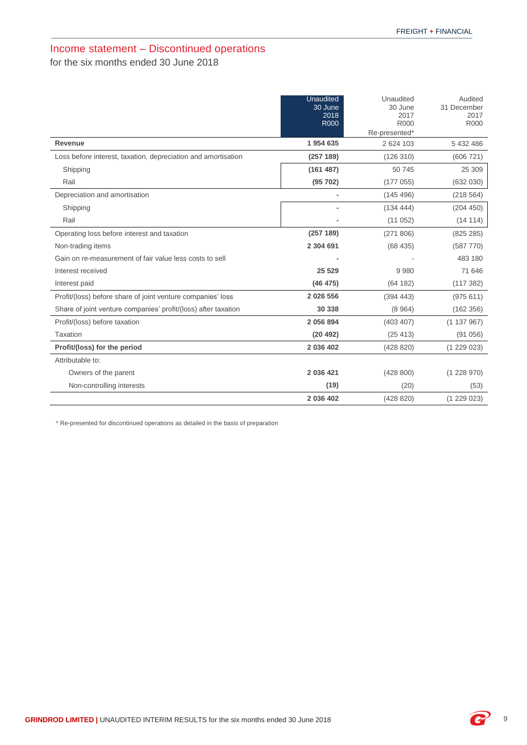## Income statement – Discontinued operations

for the six months ended 30 June 2018

| | Unaudited 30 June 2018 R000 | Unaudited 30 June 2017 R000 Re-presented* | Audited 31 December 2017 R000 |
|---|---|---|---|
| **Revenue** | **1 954 635** | 2 624 103 | 5 432 486 |
| Loss before interest, taxation, depreciation and amortisation | **(257 189)** | (126 310) | (606 721) |
| Shipping | **(161 487)** | 50 745 | 25 309 |
| Rail | **(95 702)** | (177 055) | (632 030) |
| Depreciation and amortisation | **-** | (145 496) | (218 564) |
| Shipping | **-** | (134 444) | (204 450) |
| Rail | **-** | (11 052) | (14 114) |
| Operating loss before interest and taxation | **(257 189)** | (271 806) | (825 285) |
| Non-trading items | **2 304 691** | (68 435) | (587 770) |
| Gain on re-measurement of fair value less costs to sell | **-** | - | 483 180 |
| Interest received | **25 529** | 9 980 | 71 646 |
| Interest paid | **(46 475)** | (64 182) | (117 382) |
| Profit/(loss) before share of joint venture companies' loss | **2 026 556** | (394 443) | (975 611) |
| Share of joint venture companies' profit/(loss) after taxation | **30 338** | (8 964) | (162 356) |
| Profit/(loss) before taxation | **2 056 894** | (403 407) | (1 137 967) |
| Taxation | **(20 492)** | (25 413) | (91 056) |
| **Profit/(loss) for the period** | **2 036 402** | (428 820) | (1 229 023) |
| Attributable to: | | | |
| Owners of the parent | **2 036 421** | (428 800) | (1 228 970) |
| Non-controlling interests | **(19)** | (20) | (53) |
| | **2 036 402** | (428 820) | (1 229 023) |

\* Re-presented for discontinued operations as detailed in the basis of preparation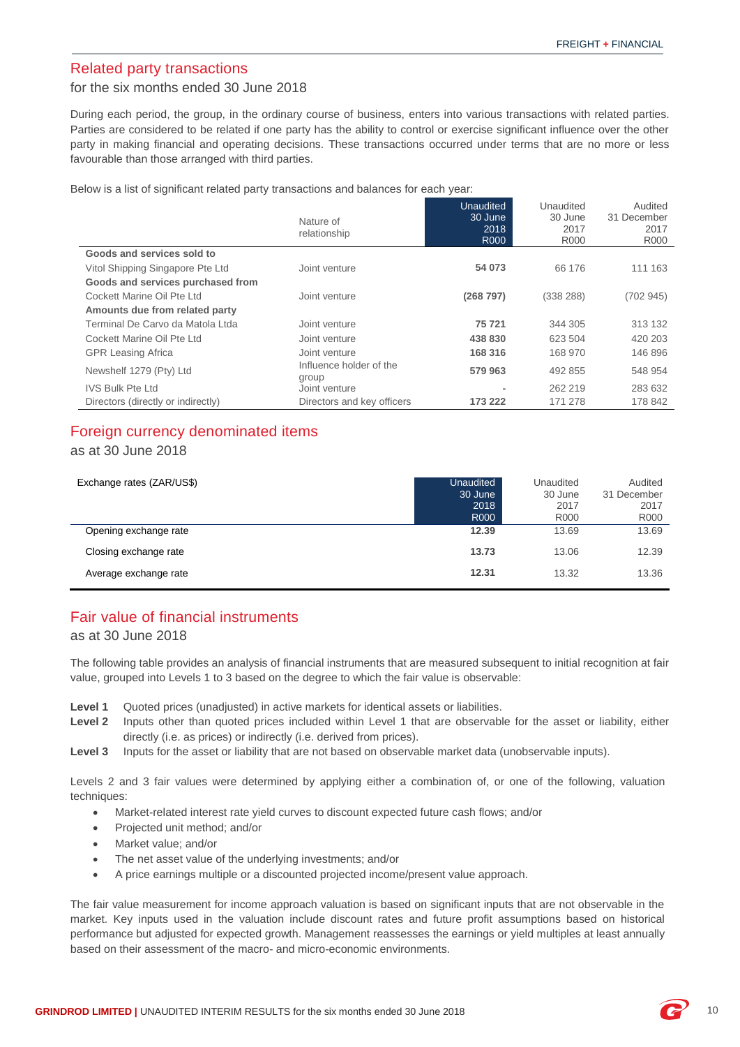## Related party transactions

for the six months ended 30 June 2018

During each period, the group, in the ordinary course of business, enters into various transactions with related parties. Parties are considered to be related if one party has the ability to control or exercise significant influence over the other party in making financial and operating decisions. These transactions occurred under terms that are no more or less favourable than those arranged with third parties.

Below is a list of significant related party transactions and balances for each year:

| | Nature of relationship | Unaudited 30 June 2018 R000 | Unaudited 30 June 2017 R000 | Audited 31 December 2017 R000 |
|---|---|---|---|---|
| **Goods and services sold to** | | | | |
| Vitol Shipping Singapore Pte Ltd | Joint venture | **54 073** | 66 176 | 111 163 |
| **Goods and services purchased from** | | | | |
| Cockett Marine Oil Pte Ltd | Joint venture | **(268 797)** | (338 288) | (702 945) |
| **Amounts due from related party** | | | | |
| Terminal De Carvo da Matola Ltda | Joint venture | **75 721** | 344 305 | 313 132 |
| Cockett Marine Oil Pte Ltd | Joint venture | **438 830** | 623 504 | 420 203 |
| GPR Leasing Africa | Joint venture | **168 316** | 168 970 | 146 896 |
| Newshelf 1279 (Pty) Ltd | Influence holder of the group | **579 963** | 492 855 | 548 954 |
| IVS Bulk Pte Ltd | Joint venture | **-** | 262 219 | 283 632 |
| Directors (directly or indirectly) | Directors and key officers | **173 222** | 171 278 | 178 842 |

## Foreign currency denominated items

as at 30 June 2018

| Exchange rates (ZAR/US$) | Unaudited 30 June 2018 R000 | Unaudited 30 June 2017 R000 | Audited 31 December 2017 R000 |
|---|---|---|---|
| Opening exchange rate | **12.39** | 13.69 | 13.69 |
| Closing exchange rate | **13.73** | 13.06 | 12.39 |
| Average exchange rate | **12.31** | 13.32 | 13.36 |

## Fair value of financial instruments

as at 30 June 2018

The following table provides an analysis of financial instruments that are measured subsequent to initial recognition at fair value, grouped into Levels 1 to 3 based on the degree to which the fair value is observable:

**Level 1** Quoted prices (unadjusted) in active markets for identical assets or liabilities.
**Level 2** Inputs other than quoted prices included within Level 1 that are observable for the asset or liability, either directly (i.e. as prices) or indirectly (i.e. derived from prices).
**Level 3** Inputs for the asset or liability that are not based on observable market data (unobservable inputs).

Levels 2 and 3 fair values were determined by applying either a combination of, or one of the following, valuation techniques:

- Market-related interest rate yield curves to discount expected future cash flows; and/or
- Projected unit method; and/or
- Market value; and/or
- The net asset value of the underlying investments; and/or
- A price earnings multiple or a discounted projected income/present value approach.

The fair value measurement for income approach valuation is based on significant inputs that are not observable in the market. Key inputs used in the valuation include discount rates and future profit assumptions based on historical performance but adjusted for expected growth. Management reassesses the earnings or yield multiples at least annually based on their assessment of the macro- and micro-economic environments.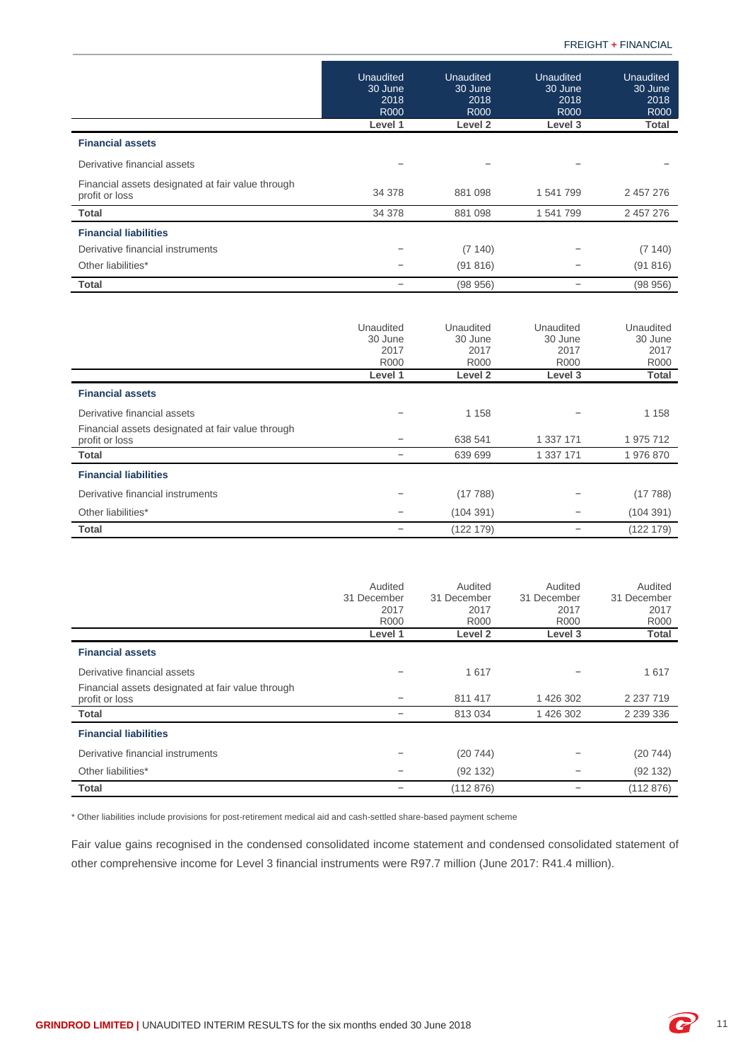| | Unaudited 30 June 2018 R000 | Unaudited 30 June 2018 R000 | Unaudited 30 June 2018 R000 | Unaudited 30 June 2018 R000 |
|---|---|---|---|---|
| | **Level 1** | **Level 2** | **Level 3** | **Total** |
| **Financial assets** | | | | |
| Derivative financial assets | – | – | – | – |
| Financial assets designated at fair value through profit or loss | 34 378 | 881 098 | 1 541 799 | 2 457 276 |
| **Total** | 34 378 | 881 098 | 1 541 799 | 2 457 276 |
| **Financial liabilities** | | | | |
| Derivative financial instruments | – | (7 140) | – | (7 140) |
| Other liabilities* | – | (91 816) | – | (91 816) |
| **Total** | – | (98 956) | – | (98 956) |

| | Unaudited 30 June 2017 R000 | Unaudited 30 June 2017 R000 | Unaudited 30 June 2017 R000 | Unaudited 30 June 2017 R000 |
|---|---|---|---|---|
| | **Level 1** | **Level 2** | **Level 3** | **Total** |
| **Financial assets** | | | | |
| Derivative financial assets | – | 1 158 | – | 1 158 |
| Financial assets designated at fair value through profit or loss | – | 638 541 | 1 337 171 | 1 975 712 |
| **Total** | – | 639 699 | 1 337 171 | 1 976 870 |
| **Financial liabilities** | | | | |
| Derivative financial instruments | – | (17 788) | – | (17 788) |
| Other liabilities* | – | (104 391) | – | (104 391) |
| **Total** | – | (122 179) | – | (122 179) |

| | Audited 31 December 2017 R000 | Audited 31 December 2017 R000 | Audited 31 December 2017 R000 | Audited 31 December 2017 R000 |
|---|---|---|---|---|
| | **Level 1** | **Level 2** | **Level 3** | **Total** |
| **Financial assets** | | | | |
| Derivative financial assets | – | 1 617 | – | 1 617 |
| Financial assets designated at fair value through profit or loss | – | 811 417 | 1 426 302 | 2 237 719 |
| **Total** | – | 813 034 | 1 426 302 | 2 239 336 |
| **Financial liabilities** | | | | |
| Derivative financial instruments | – | (20 744) | – | (20 744) |
| Other liabilities* | – | (92 132) | – | (92 132) |
| **Total** | – | (112 876) | – | (112 876) |

* Other liabilities include provisions for post-retirement medical aid and cash-settled share-based payment scheme

Fair value gains recognised in the condensed consolidated income statement and condensed consolidated statement of other comprehensive income for Level 3 financial instruments were R97.7 million (June 2017: R41.4 million).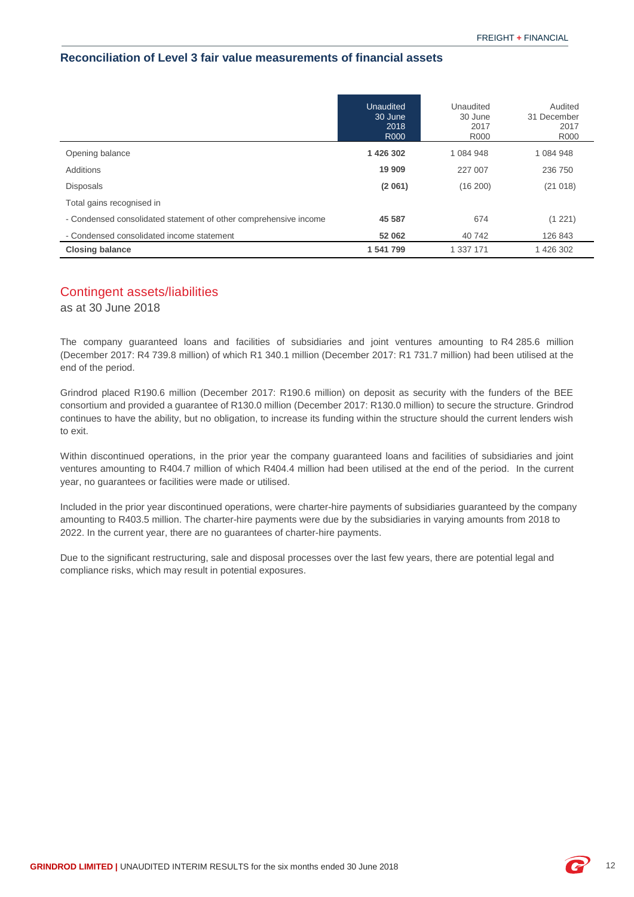## Reconciliation of Level 3 fair value measurements of financial assets

| | Unaudited 30 June 2018 R000 | Unaudited 30 June 2017 R000 | Audited 31 December 2017 R000 |
|---|---|---|---|
| Opening balance | **1 426 302** | 1 084 948 | 1 084 948 |
| Additions | **19 909** | 227 007 | 236 750 |
| Disposals | **(2 061)** | (16 200) | (21 018) |
| Total gains recognised in | | | |
| - Condensed consolidated statement of other comprehensive income | **45 587** | 674 | (1 221) |
| - Condensed consolidated income statement | **52 062** | 40 742 | 126 843 |
| **Closing balance** | **1 541 799** | 1 337 171 | 1 426 302 |

## Contingent assets/liabilities

as at 30 June 2018

The company guaranteed loans and facilities of subsidiaries and joint ventures amounting to R4 285.6 million (December 2017: R4 739.8 million) of which R1 340.1 million (December 2017: R1 731.7 million) had been utilised at the end of the period.

Grindrod placed R190.6 million (December 2017: R190.6 million) on deposit as security with the funders of the BEE consortium and provided a guarantee of R130.0 million (December 2017: R130.0 million) to secure the structure. Grindrod continues to have the ability, but no obligation, to increase its funding within the structure should the current lenders wish to exit.

Within discontinued operations, in the prior year the company guaranteed loans and facilities of subsidiaries and joint ventures amounting to R404.7 million of which R404.4 million had been utilised at the end of the period. In the current year, no guarantees or facilities were made or utilised.

Included in the prior year discontinued operations, were charter-hire payments of subsidiaries guaranteed by the company amounting to R403.5 million. The charter-hire payments were due by the subsidiaries in varying amounts from 2018 to 2022. In the current year, there are no guarantees of charter-hire payments.

Due to the significant restructuring, sale and disposal processes over the last few years, there are potential legal and compliance risks, which may result in potential exposures.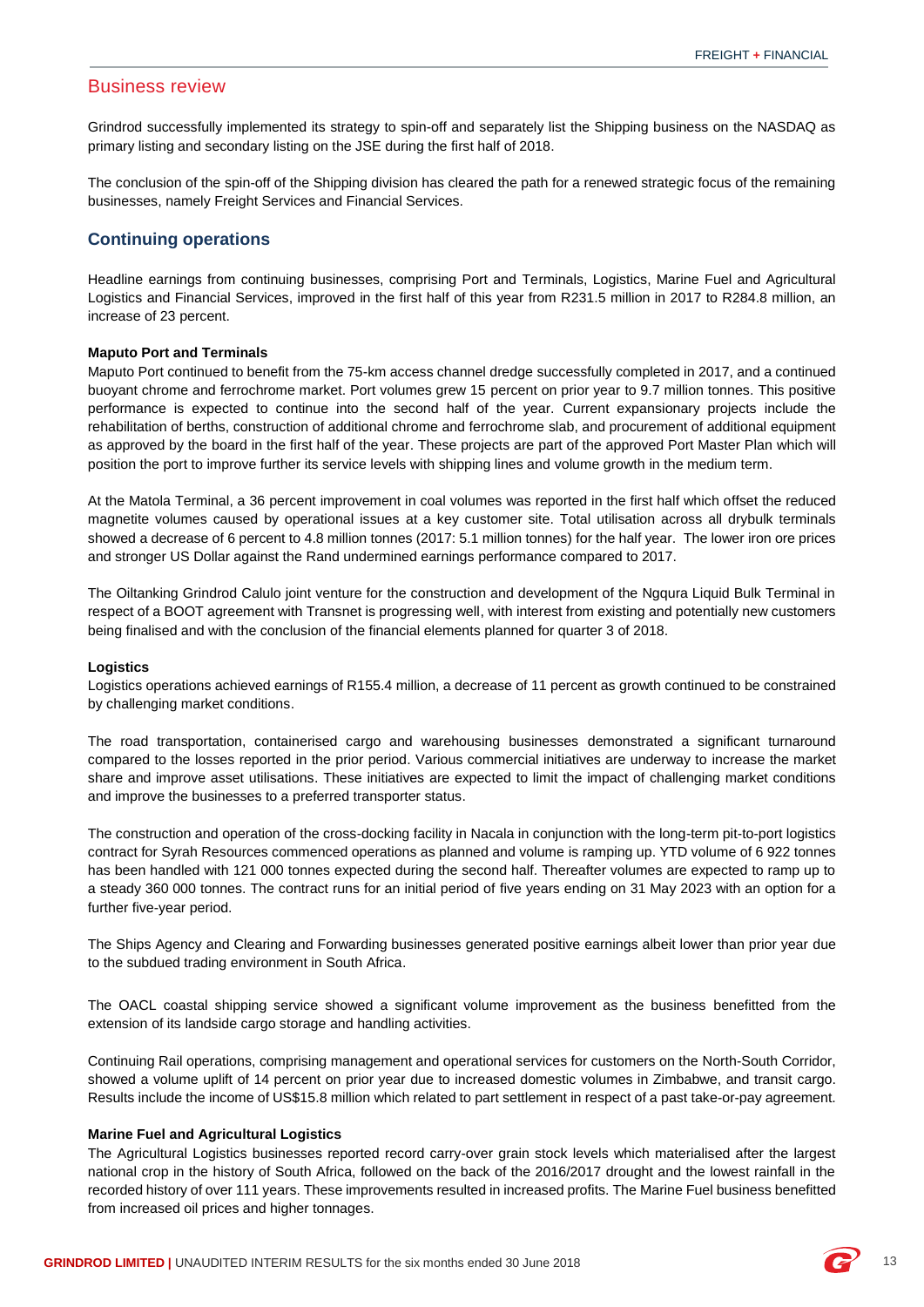## Business review

Grindrod successfully implemented its strategy to spin-off and separately list the Shipping business on the NASDAQ as primary listing and secondary listing on the JSE during the first half of 2018.

The conclusion of the spin-off of the Shipping division has cleared the path for a renewed strategic focus of the remaining businesses, namely Freight Services and Financial Services.

## Continuing operations

Headline earnings from continuing businesses, comprising Port and Terminals, Logistics, Marine Fuel and Agricultural Logistics and Financial Services, improved in the first half of this year from R231.5 million in 2017 to R284.8 million, an increase of 23 percent.

**Maputo Port and Terminals**

Maputo Port continued to benefit from the 75-km access channel dredge successfully completed in 2017, and a continued buoyant chrome and ferrochrome market. Port volumes grew 15 percent on prior year to 9.7 million tonnes. This positive performance is expected to continue into the second half of the year. Current expansionary projects include the rehabilitation of berths, construction of additional chrome and ferrochrome slab, and procurement of additional equipment as approved by the board in the first half of the year. These projects are part of the approved Port Master Plan which will position the port to improve further its service levels with shipping lines and volume growth in the medium term.

At the Matola Terminal, a 36 percent improvement in coal volumes was reported in the first half which offset the reduced magnetite volumes caused by operational issues at a key customer site. Total utilisation across all drybulk terminals showed a decrease of 6 percent to 4.8 million tonnes (2017: 5.1 million tonnes) for the half year. The lower iron ore prices and stronger US Dollar against the Rand undermined earnings performance compared to 2017.

The Oiltanking Grindrod Calulo joint venture for the construction and development of the Ngqura Liquid Bulk Terminal in respect of a BOOT agreement with Transnet is progressing well, with interest from existing and potentially new customers being finalised and with the conclusion of the financial elements planned for quarter 3 of 2018.

**Logistics**

Logistics operations achieved earnings of R155.4 million, a decrease of 11 percent as growth continued to be constrained by challenging market conditions.

The road transportation, containerised cargo and warehousing businesses demonstrated a significant turnaround compared to the losses reported in the prior period. Various commercial initiatives are underway to increase the market share and improve asset utilisations. These initiatives are expected to limit the impact of challenging market conditions and improve the businesses to a preferred transporter status.

The construction and operation of the cross-docking facility in Nacala in conjunction with the long-term pit-to-port logistics contract for Syrah Resources commenced operations as planned and volume is ramping up. YTD volume of 6 922 tonnes has been handled with 121 000 tonnes expected during the second half. Thereafter volumes are expected to ramp up to a steady 360 000 tonnes. The contract runs for an initial period of five years ending on 31 May 2023 with an option for a further five-year period.

The Ships Agency and Clearing and Forwarding businesses generated positive earnings albeit lower than prior year due to the subdued trading environment in South Africa.

The OACL coastal shipping service showed a significant volume improvement as the business benefitted from the extension of its landside cargo storage and handling activities.

Continuing Rail operations, comprising management and operational services for customers on the North-South Corridor, showed a volume uplift of 14 percent on prior year due to increased domestic volumes in Zimbabwe, and transit cargo. Results include the income of US$15.8 million which related to part settlement in respect of a past take-or-pay agreement.

**Marine Fuel and Agricultural Logistics**

The Agricultural Logistics businesses reported record carry-over grain stock levels which materialised after the largest national crop in the history of South Africa, followed on the back of the 2016/2017 drought and the lowest rainfall in the recorded history of over 111 years. These improvements resulted in increased profits. The Marine Fuel business benefitted from increased oil prices and higher tonnages.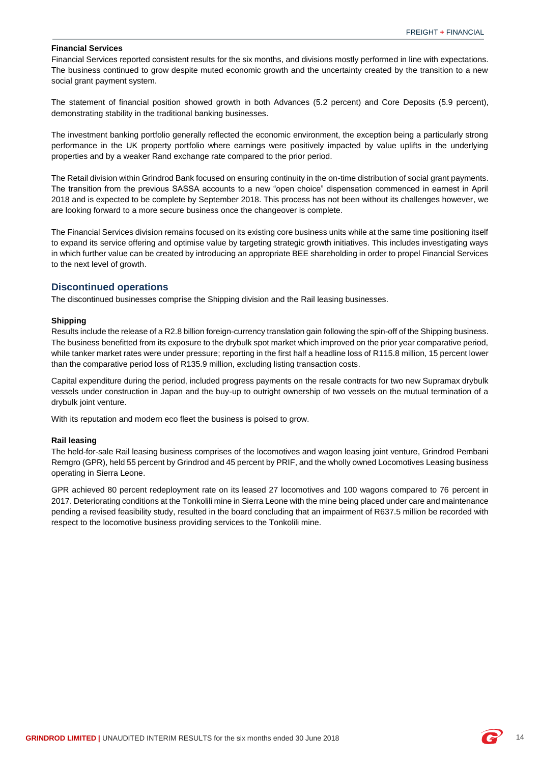### Financial Services

Financial Services reported consistent results for the six months, and divisions mostly performed in line with expectations. The business continued to grow despite muted economic growth and the uncertainty created by the transition to a new social grant payment system.

The statement of financial position showed growth in both Advances (5.2 percent) and Core Deposits (5.9 percent), demonstrating stability in the traditional banking businesses.

The investment banking portfolio generally reflected the economic environment, the exception being a particularly strong performance in the UK property portfolio where earnings were positively impacted by value uplifts in the underlying properties and by a weaker Rand exchange rate compared to the prior period.

The Retail division within Grindrod Bank focused on ensuring continuity in the on-time distribution of social grant payments. The transition from the previous SASSA accounts to a new "open choice" dispensation commenced in earnest in April 2018 and is expected to be complete by September 2018. This process has not been without its challenges however, we are looking forward to a more secure business once the changeover is complete.

The Financial Services division remains focused on its existing core business units while at the same time positioning itself to expand its service offering and optimise value by targeting strategic growth initiatives. This includes investigating ways in which further value can be created by introducing an appropriate BEE shareholding in order to propel Financial Services to the next level of growth.

## Discontinued operations

The discontinued businesses comprise the Shipping division and the Rail leasing businesses.

### Shipping

Results include the release of a R2.8 billion foreign-currency translation gain following the spin-off of the Shipping business. The business benefitted from its exposure to the drybulk spot market which improved on the prior year comparative period, while tanker market rates were under pressure; reporting in the first half a headline loss of R115.8 million, 15 percent lower than the comparative period loss of R135.9 million, excluding listing transaction costs.

Capital expenditure during the period, included progress payments on the resale contracts for two new Supramax drybulk vessels under construction in Japan and the buy-up to outright ownership of two vessels on the mutual termination of a drybulk joint venture.

With its reputation and modern eco fleet the business is poised to grow.

### Rail leasing

The held-for-sale Rail leasing business comprises of the locomotives and wagon leasing joint venture, Grindrod Pembani Remgro (GPR), held 55 percent by Grindrod and 45 percent by PRIF, and the wholly owned Locomotives Leasing business operating in Sierra Leone.

GPR achieved 80 percent redeployment rate on its leased 27 locomotives and 100 wagons compared to 76 percent in 2017. Deteriorating conditions at the Tonkolili mine in Sierra Leone with the mine being placed under care and maintenance pending a revised feasibility study, resulted in the board concluding that an impairment of R637.5 million be recorded with respect to the locomotive business providing services to the Tonkolili mine.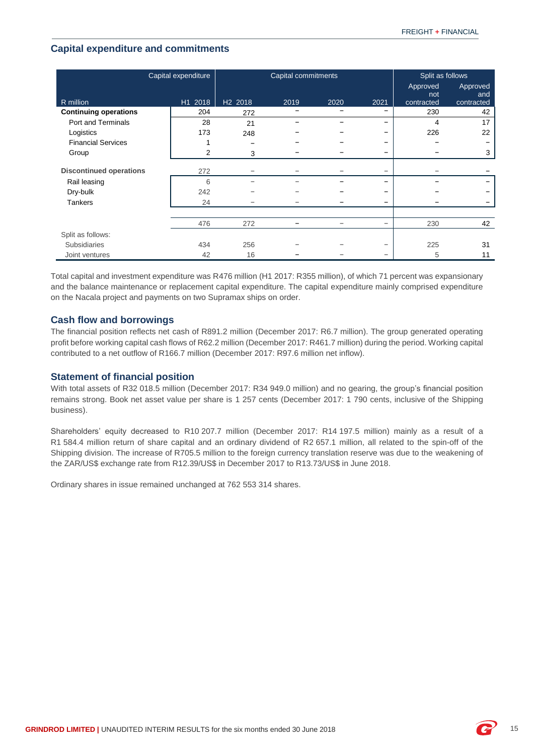## Capital expenditure and commitments

| R million | Capital expenditure | Capital commitments | | | | Split as follows | |
|---|---|---|---|---|---|---|---|
| | H1 2018 | H2 2018 | 2019 | 2020 | 2021 | Approved not contracted | Approved and contracted |
| **Continuing operations** | 204 | 272 | – | – | – | 230 | 42 |
| Port and Terminals | 28 | 21 | – | – | – | 4 | 17 |
| Logistics | 173 | 248 | – | – | – | 226 | 22 |
| Financial Services | 1 | – | – | – | – | – | – |
| Group | 2 | 3 | – | – | – | – | 3 |
| **Discontinued operations** | 272 | – | – | – | – | – | – |
| Rail leasing | 6 | – | – | – | – | – | – |
| Dry-bulk | 242 | – | – | – | – | – | – |
| Tankers | 24 | – | – | – | – | – | – |
| | 476 | 272 | – | – | – | 230 | 42 |
| Split as follows: | | | | | | | |
| Subsidiaries | 434 | 256 | – | – | – | 225 | 31 |
| Joint ventures | 42 | 16 | – | – | – | 5 | 11 |

Total capital and investment expenditure was R476 million (H1 2017: R355 million), of which 71 percent was expansionary and the balance maintenance or replacement capital expenditure. The capital expenditure mainly comprised expenditure on the Nacala project and payments on two Supramax ships on order.

### Cash flow and borrowings

The financial position reflects net cash of R891.2 million (December 2017: R6.7 million). The group generated operating profit before working capital cash flows of R62.2 million (December 2017: R461.7 million) during the period. Working capital contributed to a net outflow of R166.7 million (December 2017: R97.6 million net inflow).

### Statement of financial position

With total assets of R32 018.5 million (December 2017: R34 949.0 million) and no gearing, the group's financial position remains strong. Book net asset value per share is 1 257 cents (December 2017: 1 790 cents, inclusive of the Shipping business).

Shareholders' equity decreased to R10 207.7 million (December 2017: R14 197.5 million) mainly as a result of a R1 584.4 million return of share capital and an ordinary dividend of R2 657.1 million, all related to the spin-off of the Shipping division. The increase of R705.5 million to the foreign currency translation reserve was due to the weakening of the ZAR/US$ exchange rate from R12.39/US$ in December 2017 to R13.73/US$ in June 2018.

Ordinary shares in issue remained unchanged at 762 553 314 shares.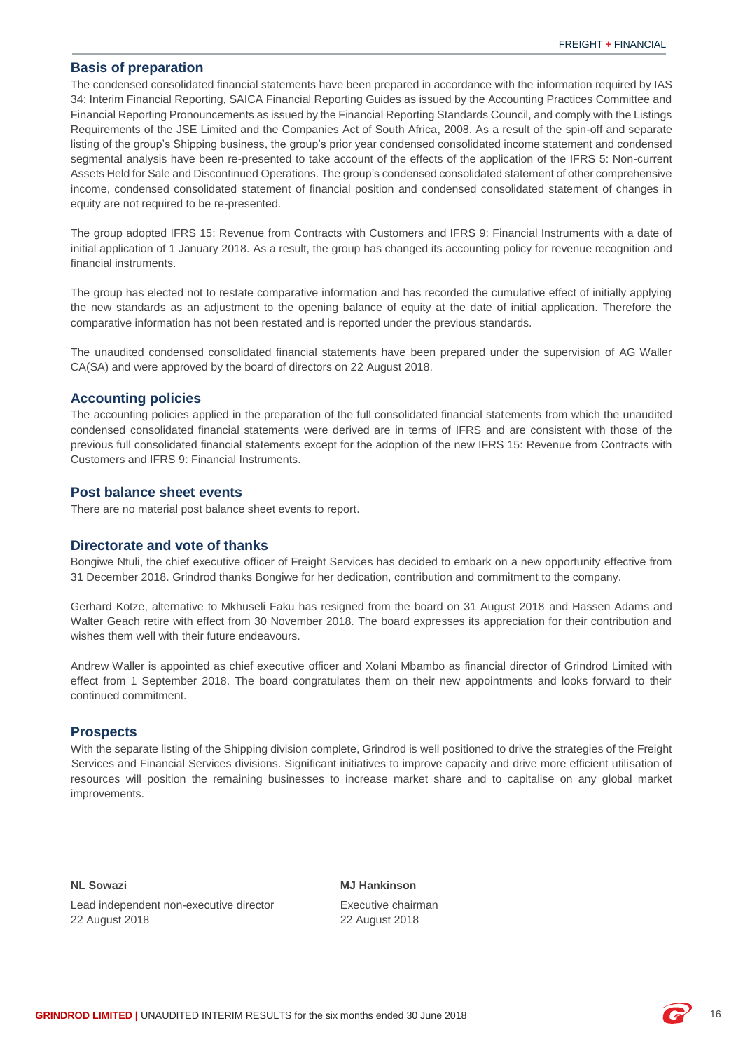## Basis of preparation

The condensed consolidated financial statements have been prepared in accordance with the information required by IAS 34: Interim Financial Reporting, SAICA Financial Reporting Guides as issued by the Accounting Practices Committee and Financial Reporting Pronouncements as issued by the Financial Reporting Standards Council, and comply with the Listings Requirements of the JSE Limited and the Companies Act of South Africa, 2008. As a result of the spin-off and separate listing of the group's Shipping business, the group's prior year condensed consolidated income statement and condensed segmental analysis have been re-presented to take account of the effects of the application of the IFRS 5: Non-current Assets Held for Sale and Discontinued Operations. The group's condensed consolidated statement of other comprehensive income, condensed consolidated statement of financial position and condensed consolidated statement of changes in equity are not required to be re-presented.

The group adopted IFRS 15: Revenue from Contracts with Customers and IFRS 9: Financial Instruments with a date of initial application of 1 January 2018. As a result, the group has changed its accounting policy for revenue recognition and financial instruments.

The group has elected not to restate comparative information and has recorded the cumulative effect of initially applying the new standards as an adjustment to the opening balance of equity at the date of initial application. Therefore the comparative information has not been restated and is reported under the previous standards.

The unaudited condensed consolidated financial statements have been prepared under the supervision of AG Waller CA(SA) and were approved by the board of directors on 22 August 2018.

## Accounting policies

The accounting policies applied in the preparation of the full consolidated financial statements from which the unaudited condensed consolidated financial statements were derived are in terms of IFRS and are consistent with those of the previous full consolidated financial statements except for the adoption of the new IFRS 15: Revenue from Contracts with Customers and IFRS 9: Financial Instruments.

## Post balance sheet events

There are no material post balance sheet events to report.

## Directorate and vote of thanks

Bongiwe Ntuli, the chief executive officer of Freight Services has decided to embark on a new opportunity effective from 31 December 2018. Grindrod thanks Bongiwe for her dedication, contribution and commitment to the company.

Gerhard Kotze, alternative to Mkhuseli Faku has resigned from the board on 31 August 2018 and Hassen Adams and Walter Geach retire with effect from 30 November 2018. The board expresses its appreciation for their contribution and wishes them well with their future endeavours.

Andrew Waller is appointed as chief executive officer and Xolani Mbambo as financial director of Grindrod Limited with effect from 1 September 2018. The board congratulates them on their new appointments and looks forward to their continued commitment.

## Prospects

With the separate listing of the Shipping division complete, Grindrod is well positioned to drive the strategies of the Freight Services and Financial Services divisions. Significant initiatives to improve capacity and drive more efficient utilisation of resources will position the remaining businesses to increase market share and to capitalise on any global market improvements.

**NL Sowazi**
Lead independent non-executive director
22 August 2018

**MJ Hankinson**
Executive chairman
22 August 2018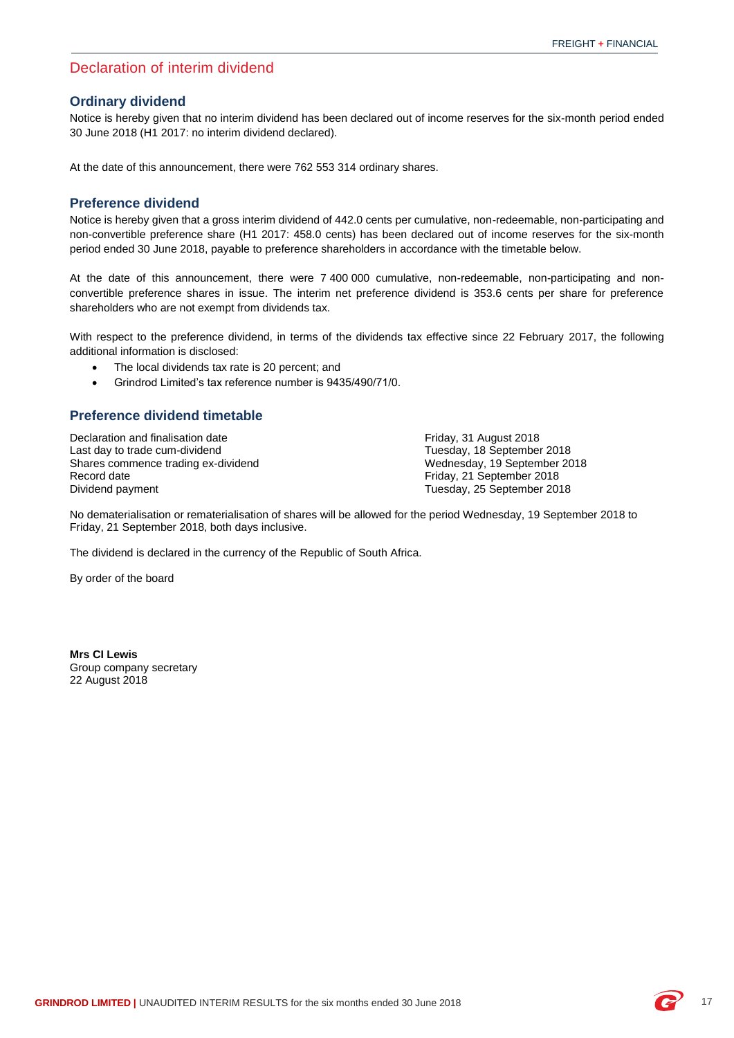# Declaration of interim dividend

## Ordinary dividend

Notice is hereby given that no interim dividend has been declared out of income reserves for the six-month period ended 30 June 2018 (H1 2017: no interim dividend declared).

At the date of this announcement, there were 762 553 314 ordinary shares.

## Preference dividend

Notice is hereby given that a gross interim dividend of 442.0 cents per cumulative, non-redeemable, non-participating and non-convertible preference share (H1 2017: 458.0 cents) has been declared out of income reserves for the six-month period ended 30 June 2018, payable to preference shareholders in accordance with the timetable below.

At the date of this announcement, there were 7 400 000 cumulative, non-redeemable, non-participating and non-convertible preference shares in issue. The interim net preference dividend is 353.6 cents per share for preference shareholders who are not exempt from dividends tax.

With respect to the preference dividend, in terms of the dividends tax effective since 22 February 2017, the following additional information is disclosed:

- The local dividends tax rate is 20 percent; and
- Grindrod Limited's tax reference number is 9435/490/71/0.

## Preference dividend timetable

| | |
|---|---|
| Declaration and finalisation date | Friday, 31 August 2018 |
| Last day to trade cum-dividend | Tuesday, 18 September 2018 |
| Shares commence trading ex-dividend | Wednesday, 19 September 2018 |
| Record date | Friday, 21 September 2018 |
| Dividend payment | Tuesday, 25 September 2018 |

No dematerialisation or rematerialisation of shares will be allowed for the period Wednesday, 19 September 2018 to Friday, 21 September 2018, both days inclusive.

The dividend is declared in the currency of the Republic of South Africa.

By order of the board

**Mrs CI Lewis**
Group company secretary
22 August 2018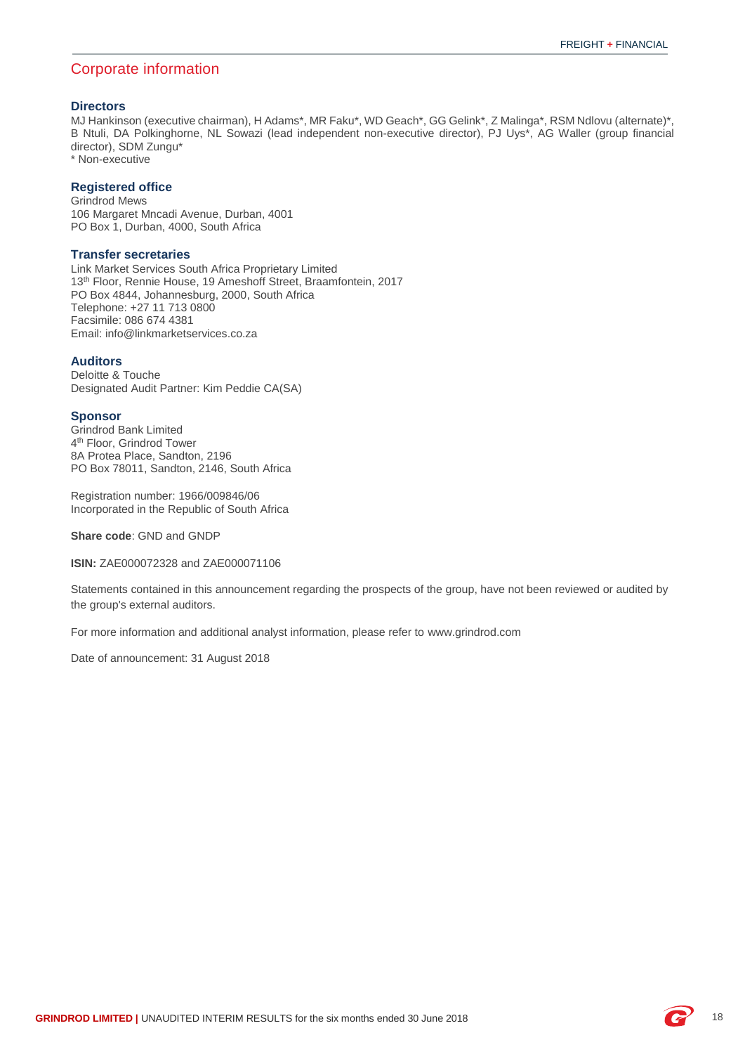# Corporate information

### Directors

MJ Hankinson (executive chairman), H Adams*, MR Faku*, WD Geach*, GG Gelink*, Z Malinga*, RSM Ndlovu (alternate)*, B Ntuli, DA Polkinghorne, NL Sowazi (lead independent non-executive director), PJ Uys*, AG Waller (group financial director), SDM Zungu*

\* Non-executive

### Registered office

Grindrod Mews
106 Margaret Mncadi Avenue, Durban, 4001
PO Box 1, Durban, 4000, South Africa

### Transfer secretaries

Link Market Services South Africa Proprietary Limited
13th Floor, Rennie House, 19 Ameshoff Street, Braamfontein, 2017
PO Box 4844, Johannesburg, 2000, South Africa
Telephone: +27 11 713 0800
Facsimile: 086 674 4381
Email: info@linkmarketservices.co.za

### Auditors

Deloitte & Touche
Designated Audit Partner: Kim Peddie CA(SA)

### Sponsor

Grindrod Bank Limited
4th Floor, Grindrod Tower
8A Protea Place, Sandton, 2196
PO Box 78011, Sandton, 2146, South Africa

Registration number: 1966/009846/06
Incorporated in the Republic of South Africa

**Share code**: GND and GNDP

**ISIN:** ZAE000072328 and ZAE000071106

Statements contained in this announcement regarding the prospects of the group, have not been reviewed or audited by the group's external auditors.

For more information and additional analyst information, please refer to www.grindrod.com

Date of announcement: 31 August 2018